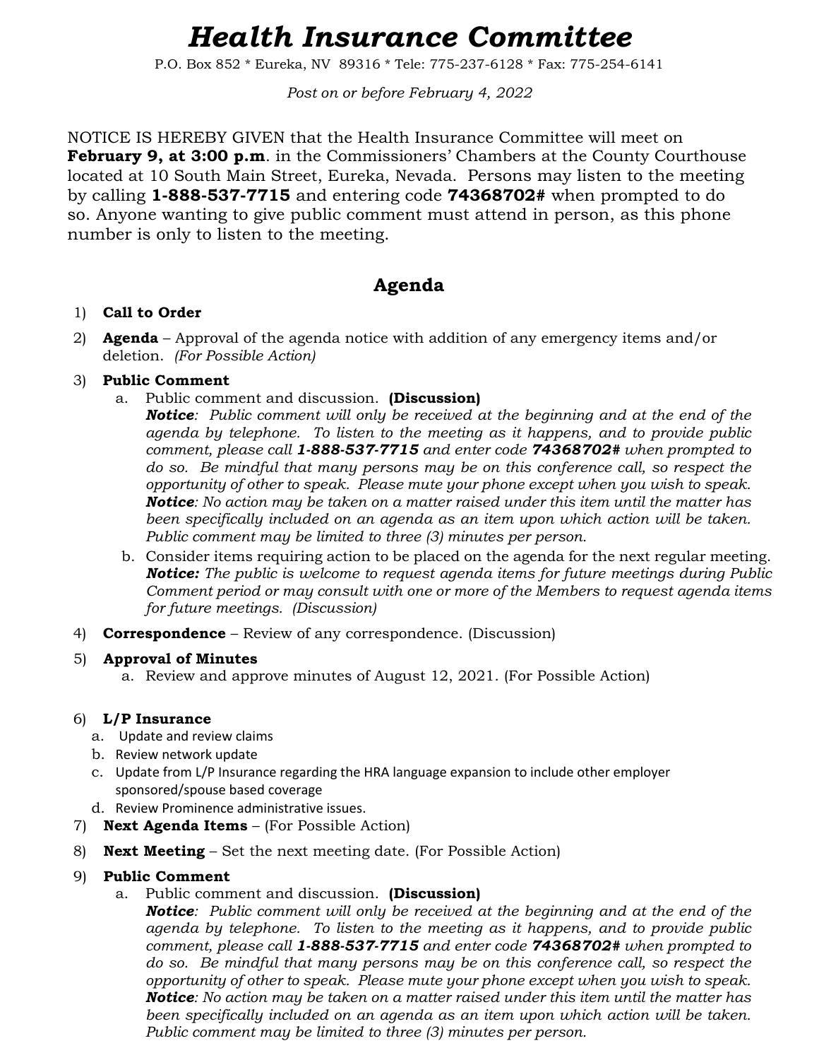# *Health Insurance Committee*

P.O. Box 852 * Eureka, NV 89316 * Tele: 775-237-6128 * Fax: 775-254-6141

*Post on or before February 4, 2022*

NOTICE IS HEREBY GIVEN that the Health Insurance Committee will meet on **February 9, at 3:00 p.m**. in the Commissioners' Chambers at the County Courthouse located at 10 South Main Street, Eureka, Nevada. Persons may listen to the meeting by calling **1-888-537-7715** and entering code **74368702#** when prompted to do so. Anyone wanting to give public comment must attend in person, as this phone number is only to listen to the meeting.

## Agenda

1) **Call to Order**
2) **Agenda** – Approval of the agenda notice with addition of any emergency items and/or deletion. *(For Possible Action)*
3) **Public Comment**
   a. Public comment and discussion. **(Discussion)**
      ***Notice****: Public comment will only be received at the beginning and at the end of the agenda by telephone. To listen to the meeting as it happens, and to provide public comment, please call* ***1-888-537-7715*** *and enter code* ***74368702#*** *when prompted to do so. Be mindful that many persons may be on this conference call, so respect the opportunity of other to speak. Please mute your phone except when you wish to speak.*
      ***Notice****: No action may be taken on a matter raised under this item until the matter has been specifically included on an agenda as an item upon which action will be taken. Public comment may be limited to three (3) minutes per person.*
   b. Consider items requiring action to be placed on the agenda for the next regular meeting.
      ***Notice:*** *The public is welcome to request agenda items for future meetings during Public Comment period or may consult with one or more of the Members to request agenda items for future meetings. (Discussion)*
4) **Correspondence** – Review of any correspondence. (Discussion)
5) **Approval of Minutes**
   a. Review and approve minutes of August 12, 2021. (For Possible Action)
6) **L/P Insurance**
   a. Update and review claims
   b. Review network update
   c. Update from L/P Insurance regarding the HRA language expansion to include other employer sponsored/spouse based coverage
   d. Review Prominence administrative issues.
7) **Next Agenda Items** – (For Possible Action)
8) **Next Meeting** – Set the next meeting date. (For Possible Action)
9) **Public Comment**
   a. Public comment and discussion. **(Discussion)**
      ***Notice****: Public comment will only be received at the beginning and at the end of the agenda by telephone. To listen to the meeting as it happens, and to provide public comment, please call* ***1-888-537-7715*** *and enter code* ***74368702#*** *when prompted to do so. Be mindful that many persons may be on this conference call, so respect the opportunity of other to speak. Please mute your phone except when you wish to speak.*
      ***Notice****: No action may be taken on a matter raised under this item until the matter has been specifically included on an agenda as an item upon which action will be taken. Public comment may be limited to three (3) minutes per person.*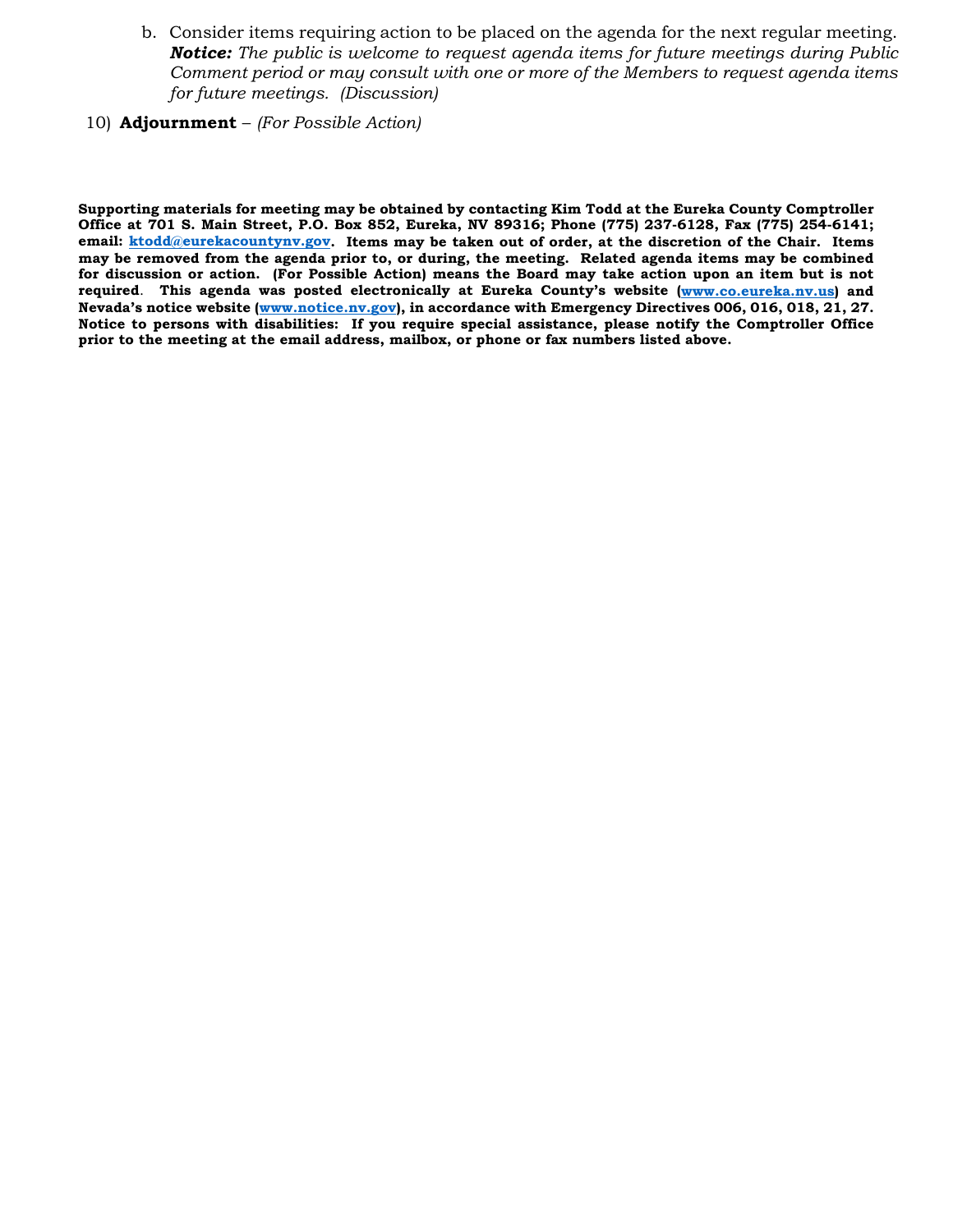b. Consider items requiring action to be placed on the agenda for the next regular meeting. ***Notice:*** *The public is welcome to request agenda items for future meetings during Public Comment period or may consult with one or more of the Members to request agenda items for future meetings. (Discussion)*

10) **Adjournment** – *(For Possible Action)*

**Supporting materials for meeting may be obtained by contacting Kim Todd at the Eureka County Comptroller Office at 701 S. Main Street, P.O. Box 852, Eureka, NV 89316; Phone (775) 237-6128, Fax (775) 254-6141; email: [ktodd@eurekacountynv.gov](mailto:ktodd@eurekacountynv.gov). Items may be taken out of order, at the discretion of the Chair. Items may be removed from the agenda prior to, or during, the meeting. Related agenda items may be combined for discussion or action. (For Possible Action) means the Board may take action upon an item but is not required. This agenda was posted electronically at Eureka County's website ([www.co.eureka.nv.us](http://www.co.eureka.nv.us)) and Nevada's notice website ([www.notice.nv.gov](http://www.notice.nv.gov)), in accordance with Emergency Directives 006, 016, 018, 21, 27. Notice to persons with disabilities: If you require special assistance, please notify the Comptroller Office prior to the meeting at the email address, mailbox, or phone or fax numbers listed above.**